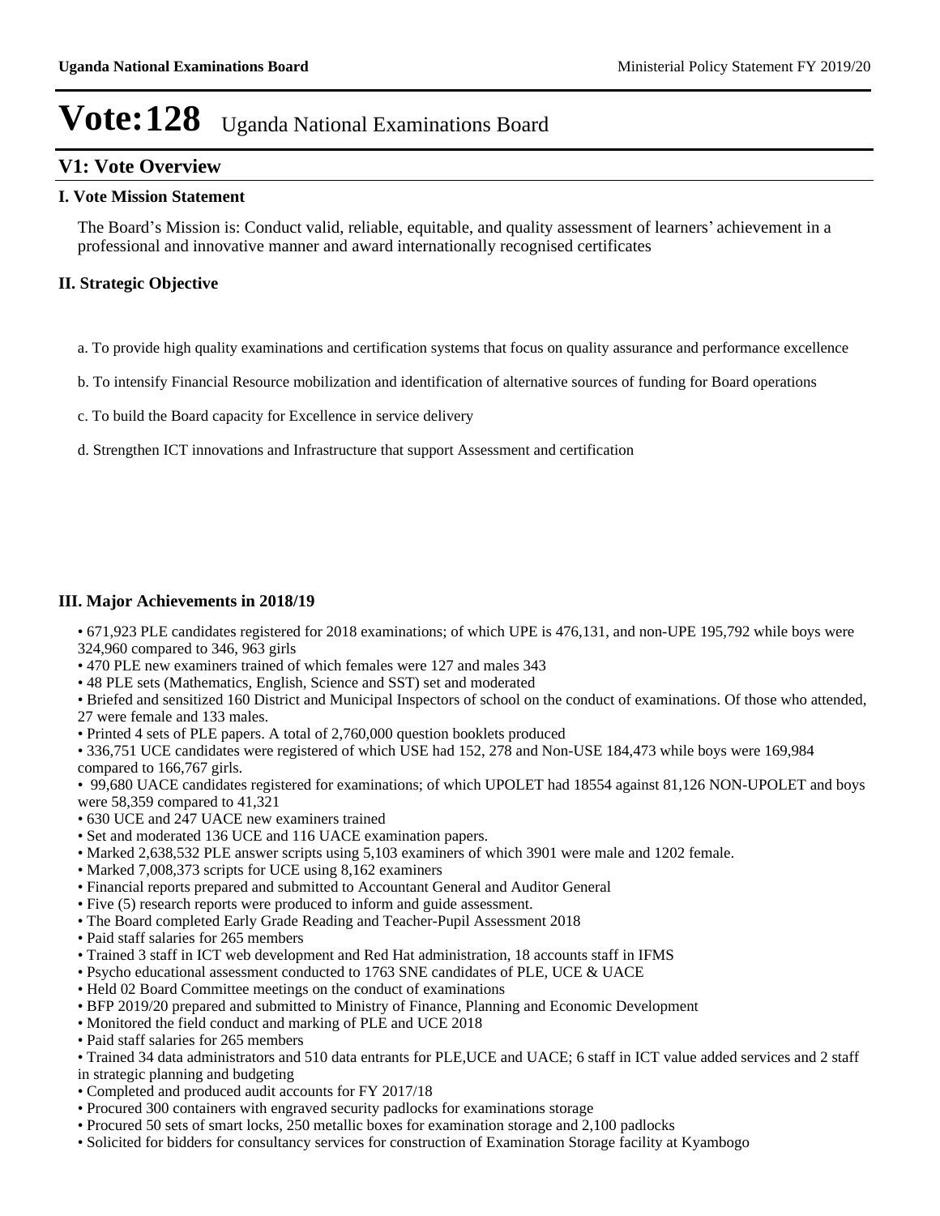# Vote:128 Uganda National Examinations Board

## V1: Vote Overview

### I. Vote Mission Statement

The Board's Mission is: Conduct valid, reliable, equitable, and quality assessment of learners' achievement in a professional and innovative manner and award internationally recognised certificates

### II. Strategic Objective

a. To provide high quality examinations and certification systems that focus on quality assurance and performance excellence

b. To intensify Financial Resource mobilization and identification of alternative sources of funding for Board operations

c. To build the Board capacity for Excellence in service delivery

d. Strengthen ICT innovations and Infrastructure that support Assessment and certification

### III. Major Achievements in 2018/19

- 671,923 PLE candidates registered for 2018 examinations; of which UPE is 476,131, and non-UPE 195,792 while boys were 324,960 compared to 346, 963 girls
- 470 PLE new examiners trained of which females were 127 and males 343
- 48 PLE sets (Mathematics, English, Science and SST) set and moderated
- Briefed and sensitized 160 District and Municipal Inspectors of school on the conduct of examinations. Of those who attended, 27 were female and 133 males.
- Printed 4 sets of PLE papers. A total of 2,760,000 question booklets produced
- 336,751 UCE candidates were registered of which USE had 152, 278 and Non-USE 184,473 while boys were 169,984 compared to 166,767 girls.
- 99,680 UACE candidates registered for examinations; of which UPOLET had 18554 against 81,126 NON-UPOLET and boys were 58,359 compared to 41,321
- 630 UCE and 247 UACE new examiners trained
- Set and moderated 136 UCE and 116 UACE examination papers.
- Marked 2,638,532 PLE answer scripts using 5,103 examiners of which 3901 were male and 1202 female.
- Marked 7,008,373 scripts for UCE using 8,162 examiners
- Financial reports prepared and submitted to Accountant General and Auditor General
- Five (5) research reports were produced to inform and guide assessment.
- The Board completed Early Grade Reading and Teacher-Pupil Assessment 2018
- Paid staff salaries for 265 members
- Trained 3 staff in ICT web development and Red Hat administration, 18 accounts staff in IFMS
- Psycho educational assessment conducted to 1763 SNE candidates of PLE, UCE & UACE
- Held 02 Board Committee meetings on the conduct of examinations
- BFP 2019/20 prepared and submitted to Ministry of Finance, Planning and Economic Development
- Monitored the field conduct and marking of PLE and UCE 2018
- Paid staff salaries for 265 members
- Trained 34 data administrators and 510 data entrants for PLE,UCE and UACE; 6 staff in ICT value added services and 2 staff in strategic planning and budgeting
- Completed and produced audit accounts for FY 2017/18
- Procured 300 containers with engraved security padlocks for examinations storage
- Procured 50 sets of smart locks, 250 metallic boxes for examination storage and 2,100 padlocks
- Solicited for bidders for consultancy services for construction of Examination Storage facility at Kyambogo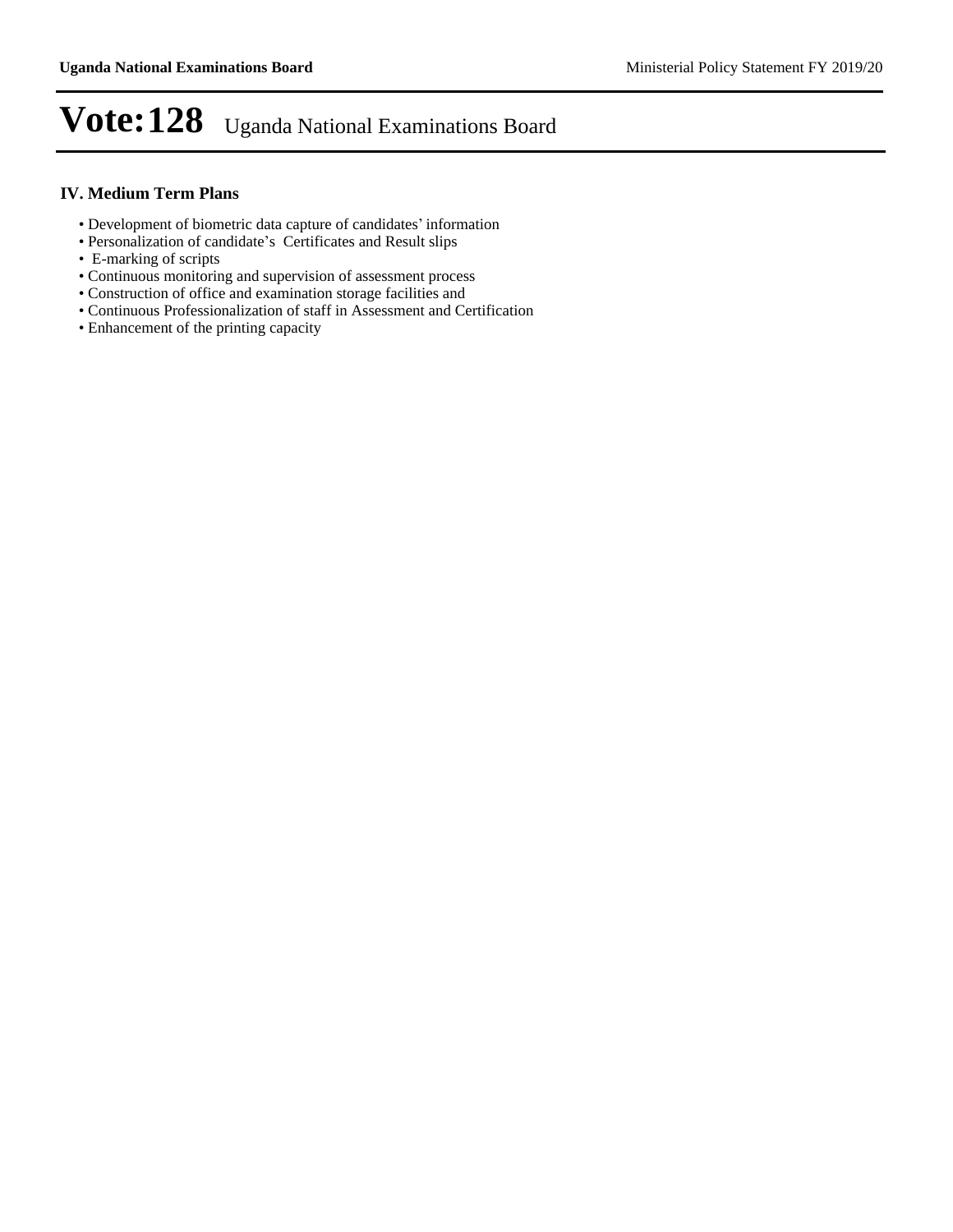# Vote:128 Uganda National Examinations Board

## IV. Medium Term Plans

- Development of biometric data capture of candidates' information
- Personalization of candidate's Certificates and Result slips
- E-marking of scripts
- Continuous monitoring and supervision of assessment process
- Construction of office and examination storage facilities and
- Continuous Professionalization of staff in Assessment and Certification
- Enhancement of the printing capacity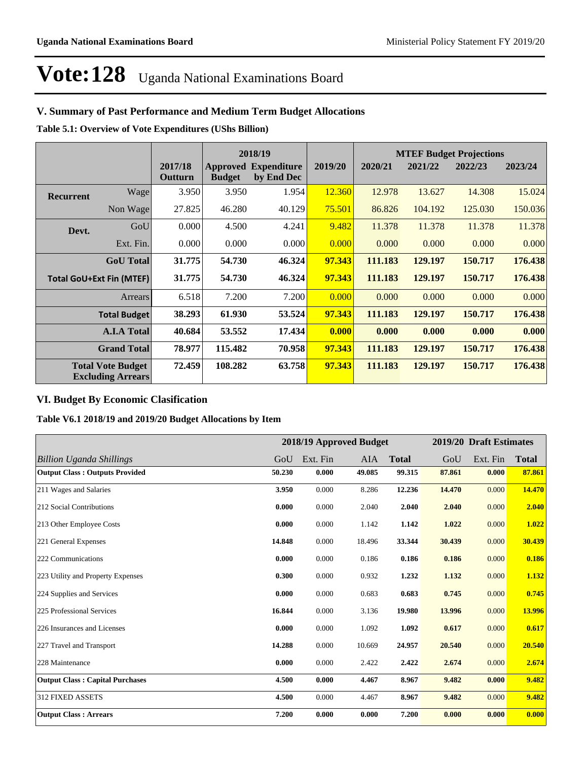# Vote:128 Uganda National Examinations Board

## V. Summary of Past Performance and Medium Term Budget Allocations

**Table 5.1: Overview of Vote Expenditures (UShs Billion)**

| | | | 2018/19 | | | MTEF Budget Projections | | | |
|---|---|---|---|---|---|---|---|---|---|
| | | 2017/18 Outturn | Approved Budget | Expenditure by End Dec | 2019/20 | 2020/21 | 2021/22 | 2022/23 | 2023/24 |
| **Recurrent** | Wage | 3.950 | 3.950 | 1.954 | 12.360 | 12.978 | 13.627 | 14.308 | 15.024 |
| | Non Wage | 27.825 | 46.280 | 40.129 | 75.501 | 86.826 | 104.192 | 125.030 | 150.036 |
| **Devt.** | GoU | 0.000 | 4.500 | 4.241 | 9.482 | 11.378 | 11.378 | 11.378 | 11.378 |
| | Ext. Fin. | 0.000 | 0.000 | 0.000 | 0.000 | 0.000 | 0.000 | 0.000 | 0.000 |
| | **GoU Total** | **31.775** | **54.730** | **46.324** | **97.343** | **111.183** | **129.197** | **150.717** | **176.438** |
| **Total GoU+Ext Fin (MTEF)** | | **31.775** | **54.730** | **46.324** | **97.343** | **111.183** | **129.197** | **150.717** | **176.438** |
| | Arrears | 6.518 | 7.200 | 7.200 | 0.000 | 0.000 | 0.000 | 0.000 | 0.000 |
| | **Total Budget** | **38.293** | **61.930** | **53.524** | **97.343** | **111.183** | **129.197** | **150.717** | **176.438** |
| | **A.I.A Total** | **40.684** | **53.552** | **17.434** | **0.000** | **0.000** | **0.000** | **0.000** | **0.000** |
| | **Grand Total** | **78.977** | **115.482** | **70.958** | **97.343** | **111.183** | **129.197** | **150.717** | **176.438** |
| **Total Vote Budget Excluding Arrears** | | **72.459** | **108.282** | **63.758** | **97.343** | **111.183** | **129.197** | **150.717** | **176.438** |

## VI. Budget By Economic Clasification

**Table V6.1 2018/19 and 2019/20 Budget Allocations by Item**

| | 2018/19 Approved Budget | | | | 2019/20 Draft Estimates | | |
|---|---|---|---|---|---|---|---|
| *Billion Uganda Shillings* | GoU | Ext. Fin | AIA | **Total** | GoU | Ext. Fin | **Total** |
| **Output Class : Outputs Provided** | **50.230** | **0.000** | **49.085** | **99.315** | **87.861** | **0.000** | **87.861** |
| 211 Wages and Salaries | **3.950** | 0.000 | 8.286 | **12.236** | **14.470** | 0.000 | **14.470** |
| 212 Social Contributions | **0.000** | 0.000 | 2.040 | **2.040** | **2.040** | 0.000 | **2.040** |
| 213 Other Employee Costs | **0.000** | 0.000 | 1.142 | **1.142** | **1.022** | 0.000 | **1.022** |
| 221 General Expenses | **14.848** | 0.000 | 18.496 | **33.344** | **30.439** | 0.000 | **30.439** |
| 222 Communications | **0.000** | 0.000 | 0.186 | **0.186** | **0.186** | 0.000 | **0.186** |
| 223 Utility and Property Expenses | **0.300** | 0.000 | 0.932 | **1.232** | **1.132** | 0.000 | **1.132** |
| 224 Supplies and Services | **0.000** | 0.000 | 0.683 | **0.683** | **0.745** | 0.000 | **0.745** |
| 225 Professional Services | **16.844** | 0.000 | 3.136 | **19.980** | **13.996** | 0.000 | **13.996** |
| 226 Insurances and Licenses | **0.000** | 0.000 | 1.092 | **1.092** | **0.617** | 0.000 | **0.617** |
| 227 Travel and Transport | **14.288** | 0.000 | 10.669 | **24.957** | **20.540** | 0.000 | **20.540** |
| 228 Maintenance | **0.000** | 0.000 | 2.422 | **2.422** | **2.674** | 0.000 | **2.674** |
| **Output Class : Capital Purchases** | **4.500** | **0.000** | **4.467** | **8.967** | **9.482** | **0.000** | **9.482** |
| 312 FIXED ASSETS | **4.500** | 0.000 | 4.467 | **8.967** | **9.482** | 0.000 | **9.482** |
| **Output Class : Arrears** | **7.200** | **0.000** | **0.000** | **7.200** | **0.000** | **0.000** | **0.000** |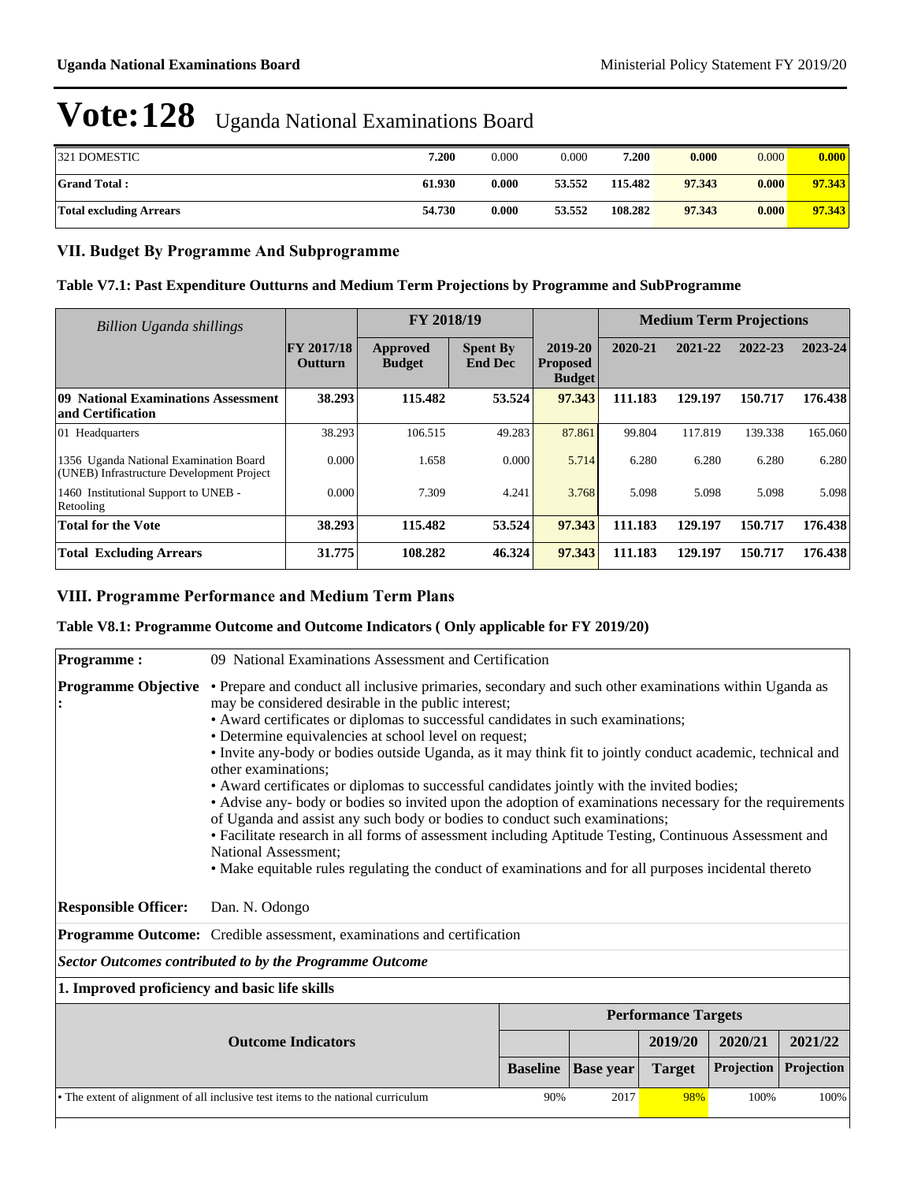# Vote:128 Uganda National Examinations Board

| | | | | | | | |
|---|---|---|---|---|---|---|---|
| 321 DOMESTIC | **7.200** | 0.000 | 0.000 | **7.200** | **0.000** | 0.000 | **0.000** |
| **Grand Total :** | **61.930** | **0.000** | **53.552** | **115.482** | **97.343** | **0.000** | **97.343** |
| **Total excluding Arrears** | **54.730** | **0.000** | **53.552** | **108.282** | **97.343** | **0.000** | **97.343** |

## VII. Budget By Programme And Subprogramme

### Table V7.1: Past Expenditure Outturns and Medium Term Projections by Programme and SubProgramme

| *Billion Uganda shillings* | | FY 2018/19 | | | Medium Term Projections | | | |
|---|---|---|---|---|---|---|---|---|
| | **FY 2017/18 Outturn** | **Approved Budget** | **Spent By End Dec** | **2019-20 Proposed Budget** | **2020-21** | **2021-22** | **2022-23** | **2023-24** |
| **09 National Examinations Assessment and Certification** | **38.293** | **115.482** | **53.524** | **97.343** | **111.183** | **129.197** | **150.717** | **176.438** |
| 01 Headquarters | 38.293 | 106.515 | 49.283 | 87.861 | 99.804 | 117.819 | 139.338 | 165.060 |
| 1356 Uganda National Examination Board (UNEB) Infrastructure Development Project | 0.000 | 1.658 | 0.000 | 5.714 | 6.280 | 6.280 | 6.280 | 6.280 |
| 1460 Institutional Support to UNEB - Retooling | 0.000 | 7.309 | 4.241 | 3.768 | 5.098 | 5.098 | 5.098 | 5.098 |
| **Total for the Vote** | **38.293** | **115.482** | **53.524** | **97.343** | **111.183** | **129.197** | **150.717** | **176.438** |
| **Total Excluding Arrears** | **31.775** | **108.282** | **46.324** | **97.343** | **111.183** | **129.197** | **150.717** | **176.438** |

## VIII. Programme Performance and Medium Term Plans

### Table V8.1: Programme Outcome and Outcome Indicators ( Only applicable for FY 2019/20)

**Programme :** 09 National Examinations Assessment and Certification

**Programme Objective :**
- Prepare and conduct all inclusive primaries, secondary and such other examinations within Uganda as may be considered desirable in the public interest;
- Award certificates or diplomas to successful candidates in such examinations;
- Determine equivalencies at school level on request;
- Invite any-body or bodies outside Uganda, as it may think fit to jointly conduct academic, technical and other examinations;
- Award certificates or diplomas to successful candidates jointly with the invited bodies;
- Advise any- body or bodies so invited upon the adoption of examinations necessary for the requirements of Uganda and assist any such body or bodies to conduct such examinations;
- Facilitate research in all forms of assessment including Aptitude Testing, Continuous Assessment and National Assessment;
- Make equitable rules regulating the conduct of examinations and for all purposes incidental thereto

**Responsible Officer:** Dan. N. Odongo

**Programme Outcome:** Credible assessment, examinations and certification

***Sector Outcomes contributed to by the Programme Outcome***

**1. Improved proficiency and basic life skills**

| **Outcome Indicators** | Performance Targets | | | | |
|---|---|---|---|---|---|
| | | | **2019/20** | **2020/21** | **2021/22** |
| | **Baseline** | **Base year** | **Target** | **Projection** | **Projection** |
| • The extent of alignment of all inclusive test items to the national curriculum | 90% | 2017 | 98% | 100% | 100% |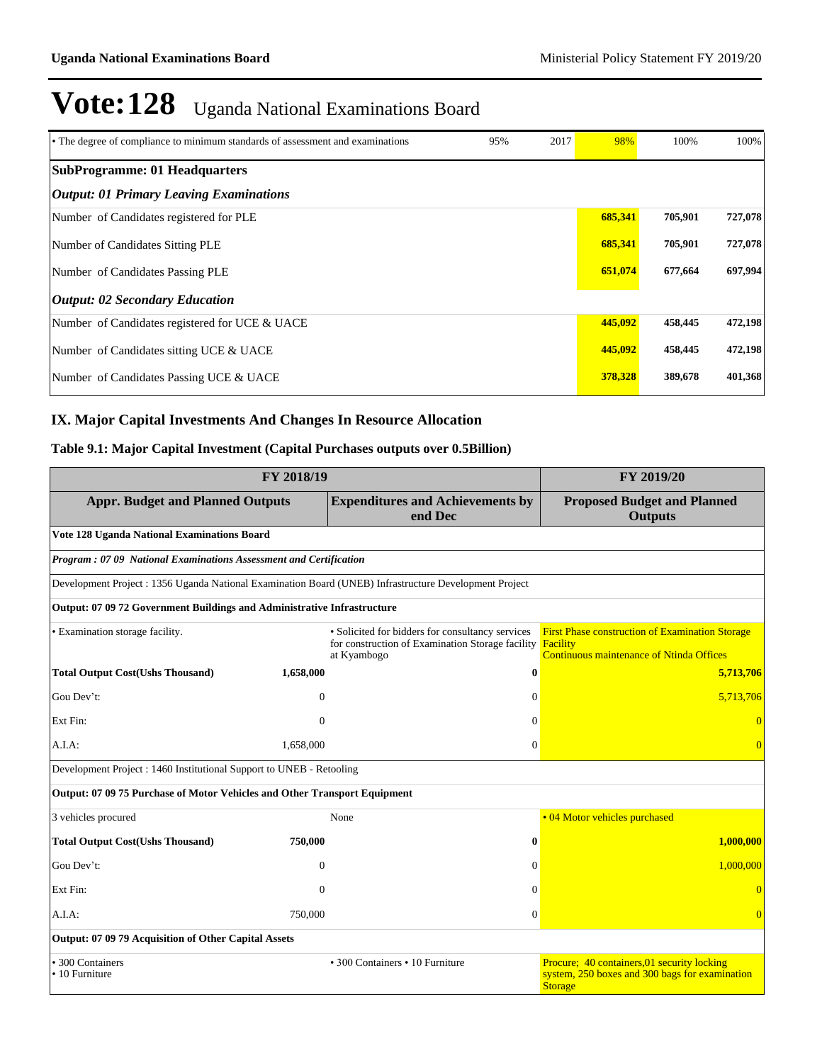# Vote:128 Uganda National Examinations Board

| | | | | | |
|---|---|---|---|---|---|
| • The degree of compliance to minimum standards of assessment and examinations | 95% | 2017 | 98% | 100% | 100% |
| **SubProgramme: 01 Headquarters** | | | | | |
| ***Output: 01 Primary Leaving Examinations*** | | | | | |
| Number of Candidates registered for PLE | | | **685,341** | **705,901** | **727,078** |
| Number of Candidates Sitting PLE | | | **685,341** | **705,901** | **727,078** |
| Number of Candidates Passing PLE | | | **651,074** | **677,664** | **697,994** |
| ***Output: 02 Secondary Education*** | | | | | |
| Number of Candidates registered for UCE & UACE | | | **445,092** | **458,445** | **472,198** |
| Number of Candidates sitting UCE & UACE | | | **445,092** | **458,445** | **472,198** |
| Number of Candidates Passing UCE & UACE | | | **378,328** | **389,678** | **401,368** |

## IX. Major Capital Investments And Changes In Resource Allocation

### Table 9.1: Major Capital Investment (Capital Purchases outputs over 0.5Billion)

| FY 2018/19 | | | FY 2019/20 |
|---|---|---|---|
| **Appr. Budget and Planned Outputs** | | **Expenditures and Achievements by end Dec** | **Proposed Budget and Planned Outputs** |
| **Vote 128 Uganda National Examinations Board** | | | |
| ***Program : 07 09 National Examinations Assessment and Certification*** | | | |
| Development Project : 1356 Uganda National Examination Board (UNEB) Infrastructure Development Project | | | |
| **Output: 07 09 72 Government Buildings and Administrative Infrastructure** | | | |
| • Examination storage facility. | | • Solicited for bidders for consultancy services for construction of Examination Storage facility at Kyambogo | First Phase construction of Examination Storage Facility<br>Continuous maintenance of Ntinda Offices |
| **Total Output Cost(Ushs Thousand)** | **1,658,000** | **0** | **5,713,706** |
| Gou Dev't: | 0 | 0 | 5,713,706 |
| Ext Fin: | 0 | 0 | 0 |
| A.I.A: | 1,658,000 | 0 | 0 |
| Development Project : 1460 Institutional Support to UNEB - Retooling | | | |
| **Output: 07 09 75 Purchase of Motor Vehicles and Other Transport Equipment** | | | |
| 3 vehicles procured | | None | • 04 Motor vehicles purchased |
| **Total Output Cost(Ushs Thousand)** | **750,000** | **0** | **1,000,000** |
| Gou Dev't: | 0 | 0 | 1,000,000 |
| Ext Fin: | 0 | 0 | 0 |
| A.I.A: | 750,000 | 0 | 0 |
| **Output: 07 09 79 Acquisition of Other Capital Assets** | | | |
| • 300 Containers<br>• 10 Furniture | | • 300 Containers • 10 Furniture | Procure; 40 containers,01 security locking system, 250 boxes and 300 bags for examination Storage |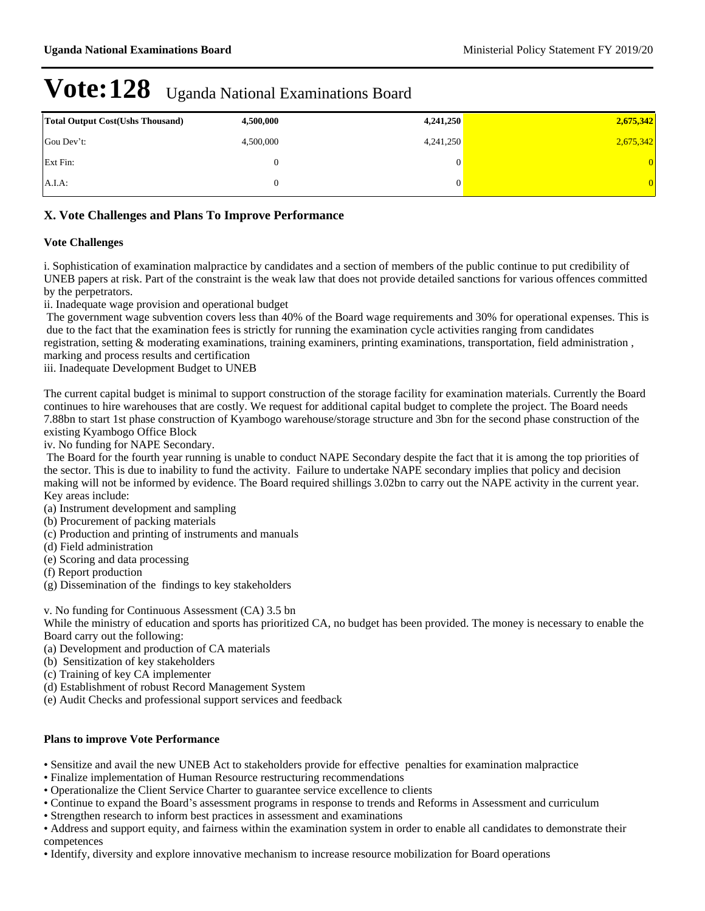# Vote:128 Uganda National Examinations Board

| Total Output Cost(Ushs Thousand) | 4,500,000 | 4,241,250 | 2,675,342 |
|---|---|---|---|
| Gou Dev't: | 4,500,000 | 4,241,250 | 2,675,342 |
| Ext Fin: | 0 | 0 | 0 |
| A.I.A: | 0 | 0 | 0 |

## X. Vote Challenges and Plans To Improve Performance

### Vote Challenges

i. Sophistication of examination malpractice by candidates and a section of members of the public continue to put credibility of UNEB papers at risk. Part of the constraint is the weak law that does not provide detailed sanctions for various offences committed by the perpetrators.
ii. Inadequate wage provision and operational budget
The government wage subvention covers less than 40% of the Board wage requirements and 30% for operational expenses. This is due to the fact that the examination fees is strictly for running the examination cycle activities ranging from candidates registration, setting & moderating examinations, training examiners, printing examinations, transportation, field administration , marking and process results and certification
iii. Inadequate Development Budget to UNEB

The current capital budget is minimal to support construction of the storage facility for examination materials. Currently the Board continues to hire warehouses that are costly. We request for additional capital budget to complete the project. The Board needs 7.88bn to start 1st phase construction of Kyambogo warehouse/storage structure and 3bn for the second phase construction of the existing Kyambogo Office Block
iv. No funding for NAPE Secondary.
The Board for the fourth year running is unable to conduct NAPE Secondary despite the fact that it is among the top priorities of the sector. This is due to inability to fund the activity. Failure to undertake NAPE secondary implies that policy and decision making will not be informed by evidence. The Board required shillings 3.02bn to carry out the NAPE activity in the current year. Key areas include:
(a) Instrument development and sampling
(b) Procurement of packing materials
(c) Production and printing of instruments and manuals
(d) Field administration
(e) Scoring and data processing
(f) Report production
(g) Dissemination of the findings to key stakeholders

v. No funding for Continuous Assessment (CA) 3.5 bn
While the ministry of education and sports has prioritized CA, no budget has been provided. The money is necessary to enable the Board carry out the following:
(a) Development and production of CA materials
(b) Sensitization of key stakeholders
(c) Training of key CA implementer
(d) Establishment of robust Record Management System
(e) Audit Checks and professional support services and feedback

### Plans to improve Vote Performance

- Sensitize and avail the new UNEB Act to stakeholders provide for effective penalties for examination malpractice
- Finalize implementation of Human Resource restructuring recommendations
- Operationalize the Client Service Charter to guarantee service excellence to clients
- Continue to expand the Board's assessment programs in response to trends and Reforms in Assessment and curriculum
- Strengthen research to inform best practices in assessment and examinations
- Address and support equity, and fairness within the examination system in order to enable all candidates to demonstrate their competences
- Identify, diversity and explore innovative mechanism to increase resource mobilization for Board operations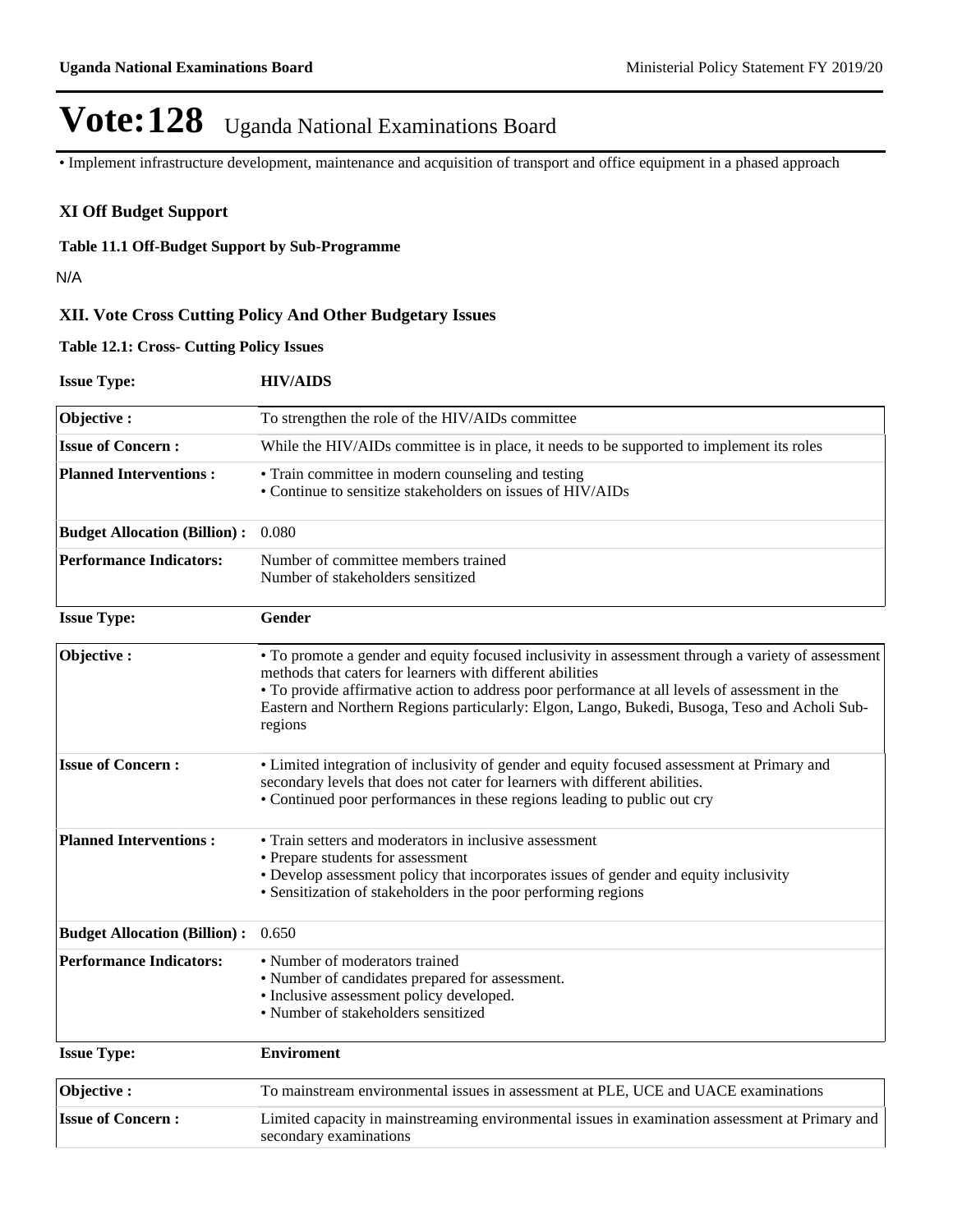# Vote:128 Uganda National Examinations Board

• Implement infrastructure development, maintenance and acquisition of transport and office equipment in a phased approach

## XI Off Budget Support

**Table 11.1 Off-Budget Support by Sub-Programme**

N/A

## XII. Vote Cross Cutting Policy And Other Budgetary Issues

**Table 12.1: Cross- Cutting Policy Issues**

**Issue Type:** **HIV/AIDS**

| | |
|---|---|
| **Objective :** | To strengthen the role of the HIV/AIDs committee |
| **Issue of Concern :** | While the HIV/AIDs committee is in place, it needs to be supported to implement its roles |
| **Planned Interventions :** | • Train committee in modern counseling and testing<br>• Continue to sensitize stakeholders on issues of HIV/AIDs |
| **Budget Allocation (Billion) :** | 0.080 |
| **Performance Indicators:** | Number of committee members trained<br>Number of stakeholders sensitized |

**Issue Type:** **Gender**

| | |
|---|---|
| **Objective :** | • To promote a gender and equity focused inclusivity in assessment through a variety of assessment methods that caters for learners with different abilities<br>• To provide affirmative action to address poor performance at all levels of assessment in the Eastern and Northern Regions particularly: Elgon, Lango, Bukedi, Busoga, Teso and Acholi Sub-regions |
| **Issue of Concern :** | • Limited integration of inclusivity of gender and equity focused assessment at Primary and secondary levels that does not cater for learners with different abilities.<br>• Continued poor performances in these regions leading to public out cry |
| **Planned Interventions :** | • Train setters and moderators in inclusive assessment<br>• Prepare students for assessment<br>• Develop assessment policy that incorporates issues of gender and equity inclusivity<br>• Sensitization of stakeholders in the poor performing regions |
| **Budget Allocation (Billion) :** | 0.650 |
| **Performance Indicators:** | • Number of moderators trained<br>• Number of candidates prepared for assessment.<br>• Inclusive assessment policy developed.<br>• Number of stakeholders sensitized |

**Issue Type:** **Enviroment**

| | |
|---|---|
| **Objective :** | To mainstream environmental issues in assessment at PLE, UCE and UACE examinations |
| **Issue of Concern :** | Limited capacity in mainstreaming environmental issues in examination assessment at Primary and secondary examinations |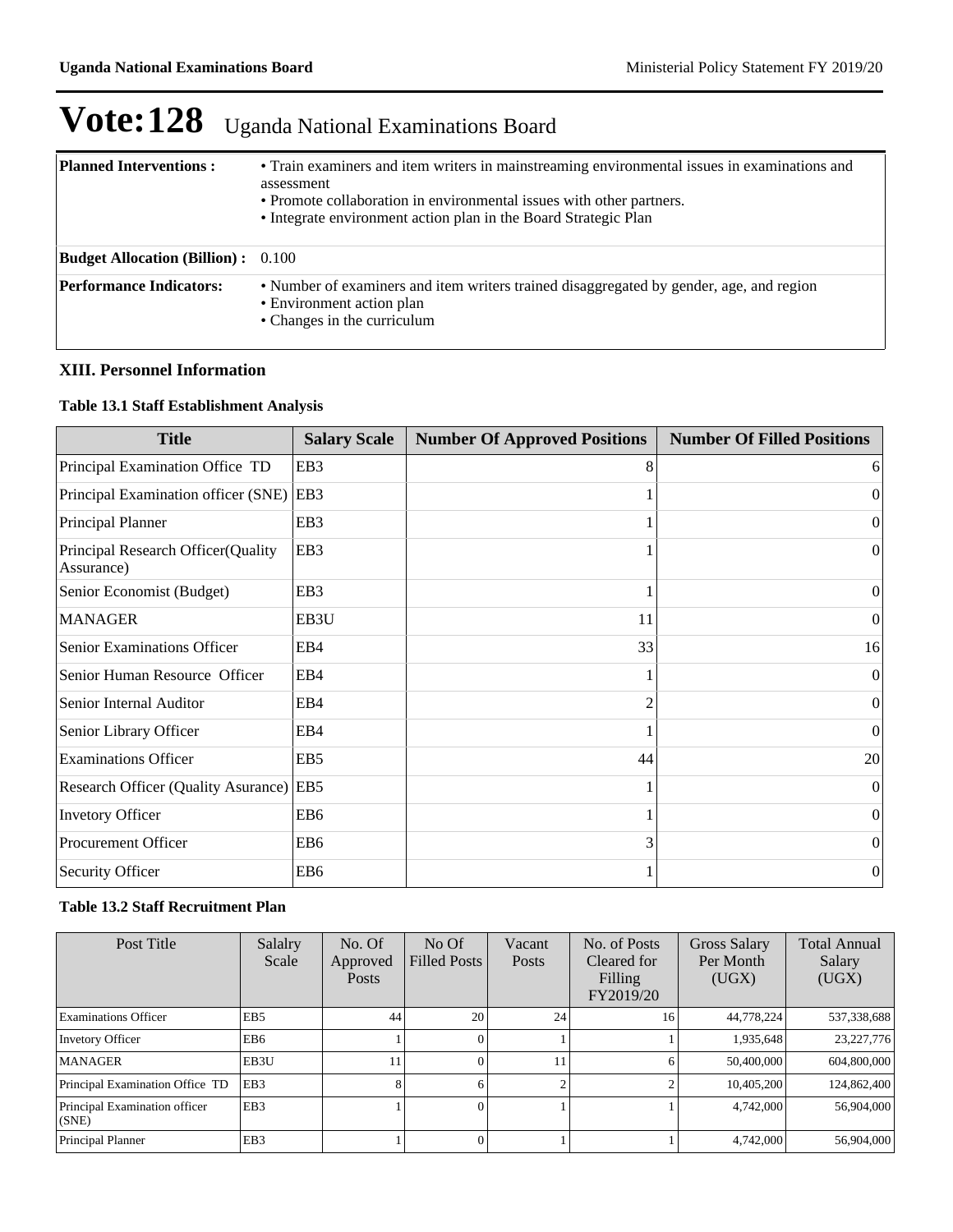# Vote:128 Uganda National Examinations Board

| | |
|---|---|
| **Planned Interventions :** | • Train examiners and item writers in mainstreaming environmental issues in examinations and assessment<br>• Promote collaboration in environmental issues with other partners.<br>• Integrate environment action plan in the Board Strategic Plan |
| **Budget Allocation (Billion) :** | 0.100 |
| **Performance Indicators:** | • Number of examiners and item writers trained disaggregated by gender, age, and region<br>• Environment action plan<br>• Changes in the curriculum |

### XIII. Personnel Information

**Table 13.1 Staff Establishment Analysis**

| Title | Salary Scale | Number Of Approved Positions | Number Of Filled Positions |
|---|---|---|---|
| Principal Examination Office TD | EB3 | 8 | 6 |
| Principal Examination officer (SNE) | EB3 | 1 | 0 |
| Principal Planner | EB3 | 1 | 0 |
| Principal Research Officer(Quality Assurance) | EB3 | 1 | 0 |
| Senior Economist (Budget) | EB3 | 1 | 0 |
| MANAGER | EB3U | 11 | 0 |
| Senior Examinations Officer | EB4 | 33 | 16 |
| Senior Human Resource Officer | EB4 | 1 | 0 |
| Senior Internal Auditor | EB4 | 2 | 0 |
| Senior Library Officer | EB4 | 1 | 0 |
| Examinations Officer | EB5 | 44 | 20 |
| Research Officer (Quality Asurance) | EB5 | 1 | 0 |
| Invetory Officer | EB6 | 1 | 0 |
| Procurement Officer | EB6 | 3 | 0 |
| Security Officer | EB6 | 1 | 0 |

**Table 13.2 Staff Recruitment Plan**

| Post Title | Salalry Scale | No. Of Approved Posts | No Of Filled Posts | Vacant Posts | No. of Posts Cleared for Filling FY2019/20 | Gross Salary Per Month (UGX) | Total Annual Salary (UGX) |
|---|---|---|---|---|---|---|---|
| Examinations Officer | EB5 | 44 | 20 | 24 | 16 | 44,778,224 | 537,338,688 |
| Invetory Officer | EB6 | 1 | 0 | 1 | 1 | 1,935,648 | 23,227,776 |
| MANAGER | EB3U | 11 | 0 | 11 | 6 | 50,400,000 | 604,800,000 |
| Principal Examination Office TD | EB3 | 8 | 6 | 2 | 2 | 10,405,200 | 124,862,400 |
| Principal Examination officer (SNE) | EB3 | 1 | 0 | 1 | 1 | 4,742,000 | 56,904,000 |
| Principal Planner | EB3 | 1 | 0 | 1 | 1 | 4,742,000 | 56,904,000 |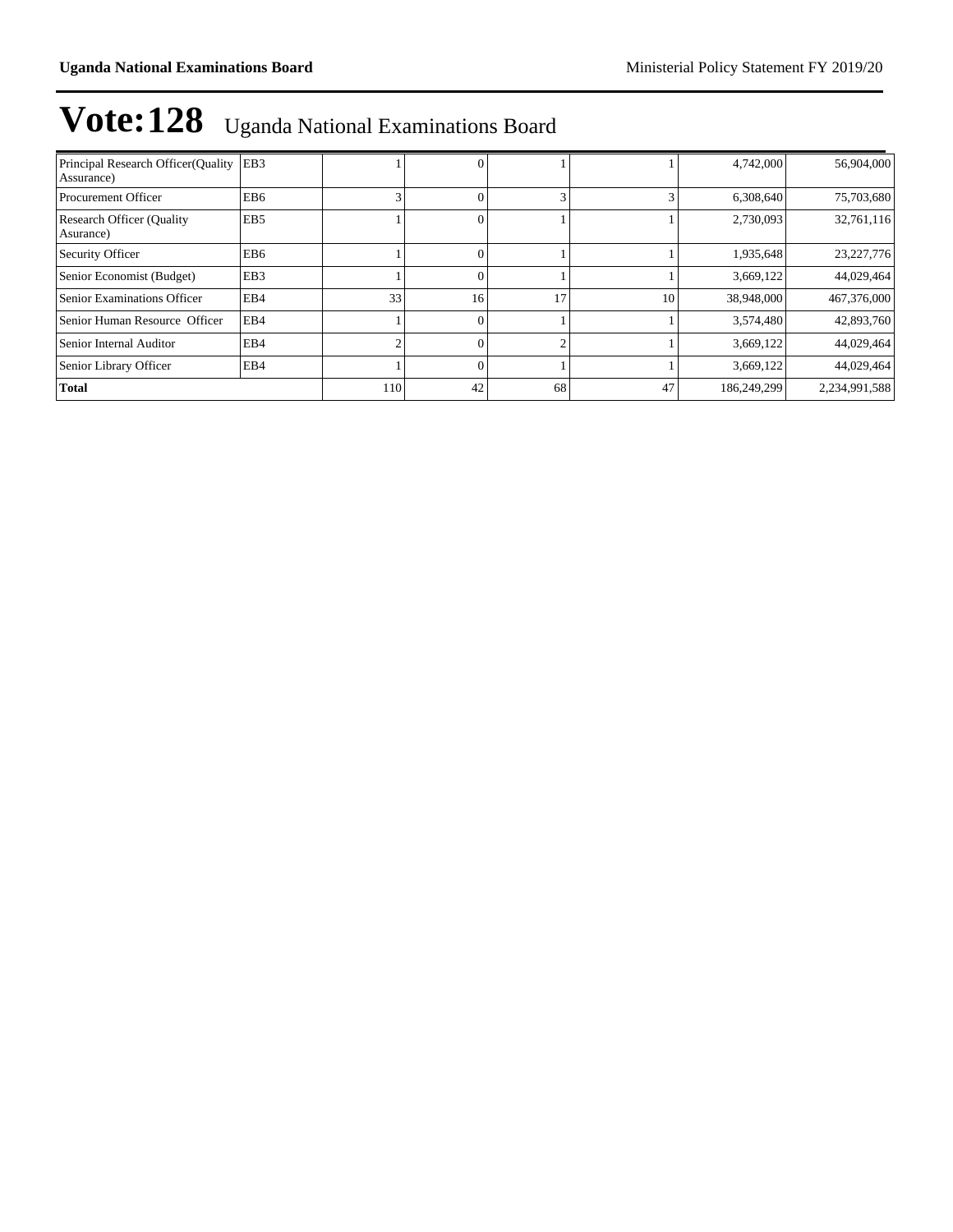# Vote:128 Uganda National Examinations Board

| | | | | | | | |
|---|---|---|---|---|---|---|---|
| Principal Research Officer(Quality Assurance) | EB3 | 1 | 0 | 1 | 1 | 4,742,000 | 56,904,000 |
| Procurement Officer | EB6 | 3 | 0 | 3 | 3 | 6,308,640 | 75,703,680 |
| Research Officer (Quality Asurance) | EB5 | 1 | 0 | 1 | 1 | 2,730,093 | 32,761,116 |
| Security Officer | EB6 | 1 | 0 | 1 | 1 | 1,935,648 | 23,227,776 |
| Senior Economist (Budget) | EB3 | 1 | 0 | 1 | 1 | 3,669,122 | 44,029,464 |
| Senior Examinations Officer | EB4 | 33 | 16 | 17 | 10 | 38,948,000 | 467,376,000 |
| Senior Human Resource Officer | EB4 | 1 | 0 | 1 | 1 | 3,574,480 | 42,893,760 |
| Senior Internal Auditor | EB4 | 2 | 0 | 2 | 1 | 3,669,122 | 44,029,464 |
| Senior Library Officer | EB4 | 1 | 0 | 1 | 1 | 3,669,122 | 44,029,464 |
| **Total** | | 110 | 42 | 68 | 47 | 186,249,299 | 2,234,991,588 |